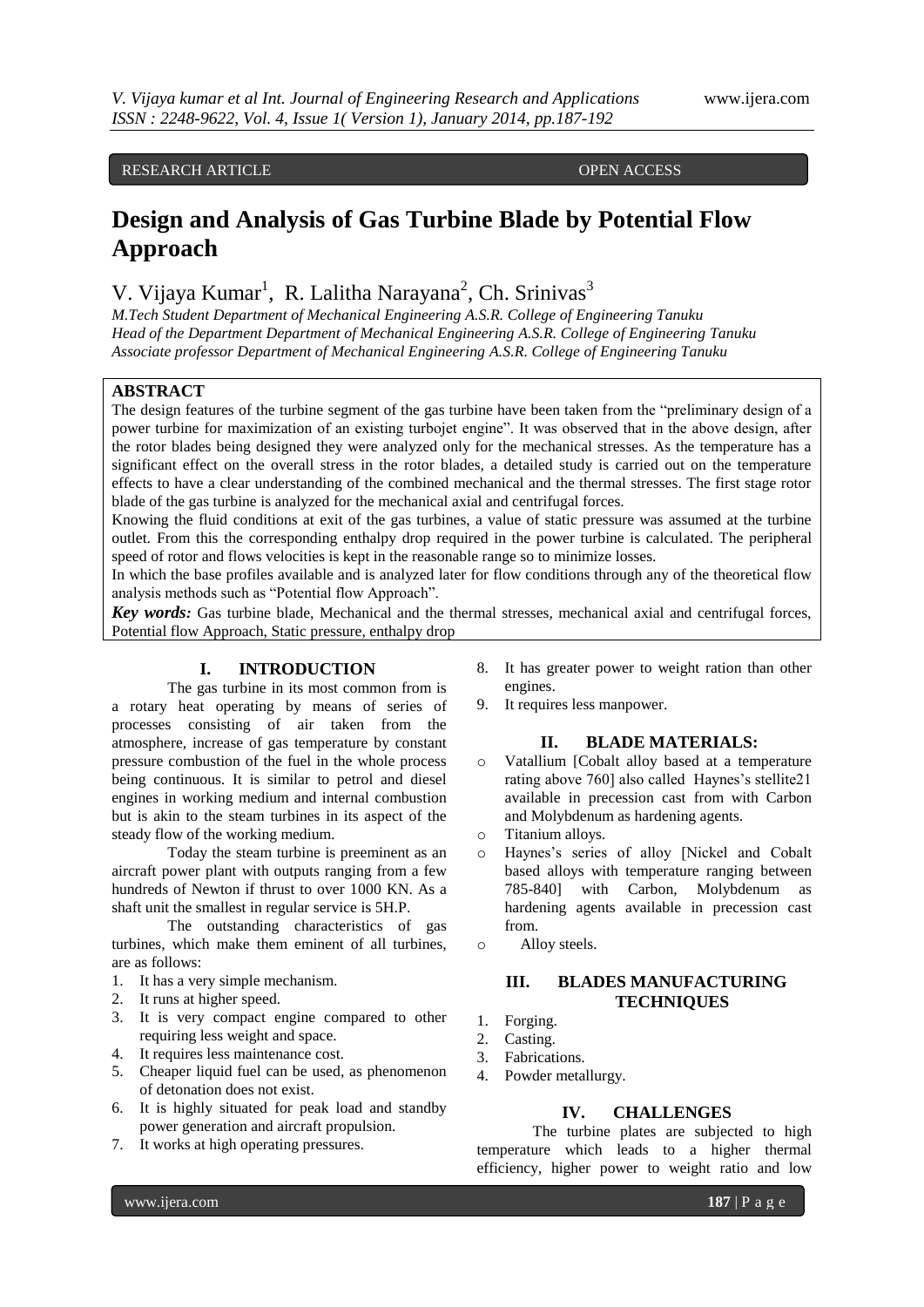RESEARCH ARTICLE OPEN ACCESS

# Design and Analysis of Gas Turbine Blade by Potential Flow Approach

V. Vijaya Kumar[1], R. Lalitha Narayana[2], Ch. Srinivas[3]

*M.Tech Student Department of Mechanical Engineering A.S.R. College of Engineering Tanuku*
*Head of the Department Department of Mechanical Engineering A.S.R. College of Engineering Tanuku*
*Associate professor Department of Mechanical Engineering A.S.R. College of Engineering Tanuku*

## ABSTRACT

The design features of the turbine segment of the gas turbine have been taken from the "preliminary design of a power turbine for maximization of an existing turbojet engine". It was observed that in the above design, after the rotor blades being designed they were analyzed only for the mechanical stresses. As the temperature has a significant effect on the overall stress in the rotor blades, a detailed study is carried out on the temperature effects to have a clear understanding of the combined mechanical and the thermal stresses. The first stage rotor blade of the gas turbine is analyzed for the mechanical axial and centrifugal forces.

Knowing the fluid conditions at exit of the gas turbines, a value of static pressure was assumed at the turbine outlet. From this the corresponding enthalpy drop required in the power turbine is calculated. The peripheral speed of rotor and flows velocities is kept in the reasonable range so to minimize losses.

In which the base profiles available and is analyzed later for flow conditions through any of the theoretical flow analysis methods such as "Potential flow Approach".

***Key words:*** Gas turbine blade, Mechanical and the thermal stresses, mechanical axial and centrifugal forces, Potential flow Approach, Static pressure, enthalpy drop

## I. INTRODUCTION

The gas turbine in its most common from is a rotary heat operating by means of series of processes consisting of air taken from the atmosphere, increase of gas temperature by constant pressure combustion of the fuel in the whole process being continuous. It is similar to petrol and diesel engines in working medium and internal combustion but is akin to the steam turbines in its aspect of the steady flow of the working medium.

Today the steam turbine is preeminent as an aircraft power plant with outputs ranging from a few hundreds of Newton if thrust to over 1000 KN. As a shaft unit the smallest in regular service is 5H.P.

The outstanding characteristics of gas turbines, which make them eminent of all turbines, are as follows:

1. It has a very simple mechanism.
2. It runs at higher speed.
3. It is very compact engine compared to other requiring less weight and space.
4. It requires less maintenance cost.
5. Cheaper liquid fuel can be used, as phenomenon of detonation does not exist.
6. It is highly situated for peak load and standby power generation and aircraft propulsion.
7. It works at high operating pressures.
8. It has greater power to weight ration than other engines.
9. It requires less manpower.

## II. BLADE MATERIALS:

- Vatallium [Cobalt alloy based at a temperature rating above 760] also called Haynes's stellite21 available in precession cast from with Carbon and Molybdenum as hardening agents.
- Titanium alloys.
- Haynes's series of alloy [Nickel and Cobalt based alloys with temperature ranging between 785-840] with Carbon, Molybdenum as hardening agents available in precession cast from.
- Alloy steels.

## III. BLADES MANUFACTURING TECHNIQUES

1. Forging.
2. Casting.
3. Fabrications.
4. Powder metallurgy.

## IV. CHALLENGES

The turbine plates are subjected to high temperature which leads to a higher thermal efficiency, higher power to weight ratio and low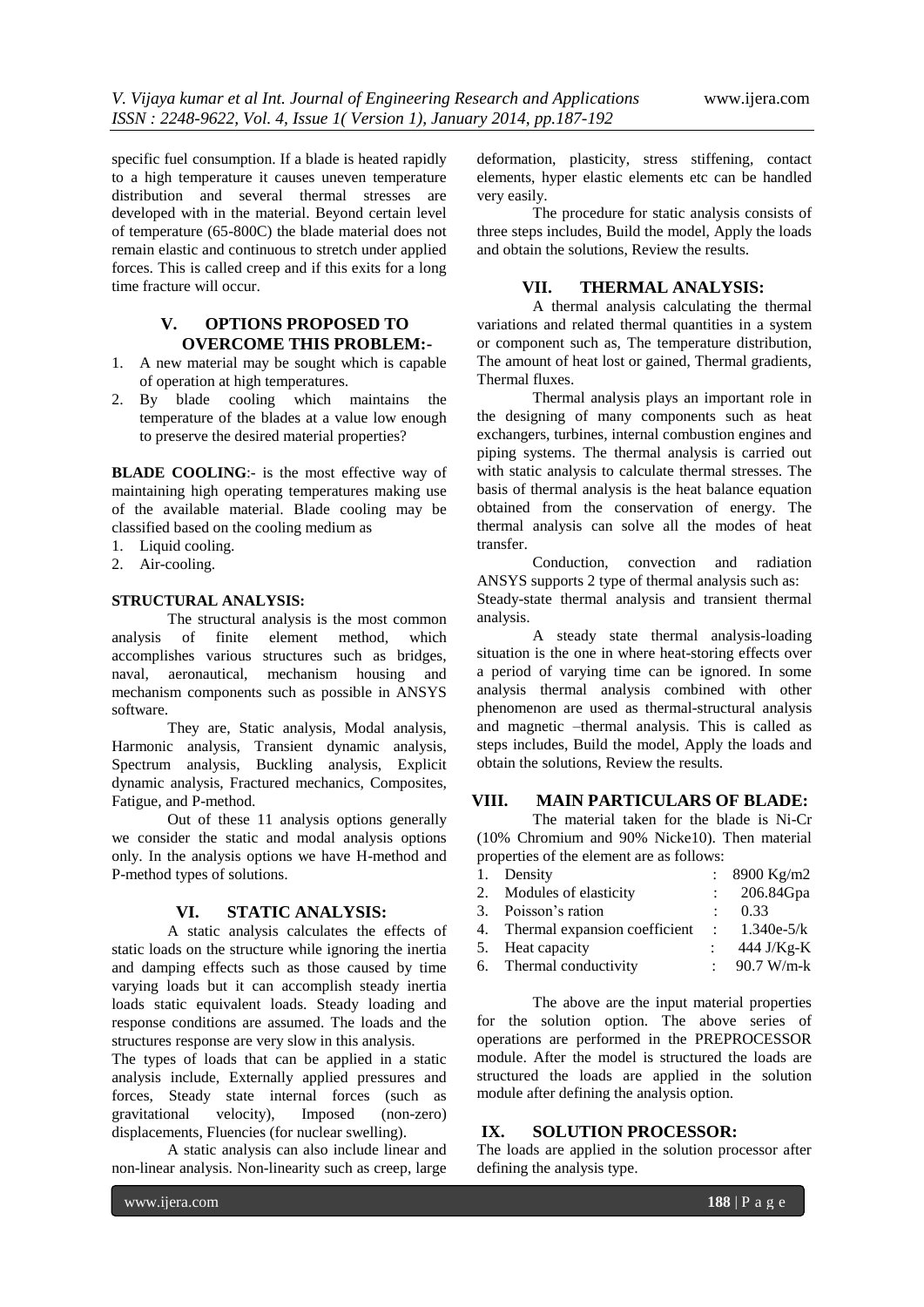specific fuel consumption. If a blade is heated rapidly to a high temperature it causes uneven temperature distribution and several thermal stresses are developed with in the material. Beyond certain level of temperature (65-800C) the blade material does not remain elastic and continuous to stretch under applied forces. This is called creep and if this exits for a long time fracture will occur.

## V. OPTIONS PROPOSED TO OVERCOME THIS PROBLEM:-

1. A new material may be sought which is capable of operation at high temperatures.
2. By blade cooling which maintains the temperature of the blades at a value low enough to preserve the desired material properties?

**BLADE COOLING**:- is the most effective way of maintaining high operating temperatures making use of the available material. Blade cooling may be classified based on the cooling medium as

1. Liquid cooling.
2. Air-cooling.

**STRUCTURAL ANALYSIS:**

The structural analysis is the most common analysis of finite element method, which accomplishes various structures such as bridges, naval, aeronautical, mechanism housing and mechanism components such as possible in ANSYS software.

They are, Static analysis, Modal analysis, Harmonic analysis, Transient dynamic analysis, Spectrum analysis, Buckling analysis, Explicit dynamic analysis, Fractured mechanics, Composites, Fatigue, and P-method.

Out of these 11 analysis options generally we consider the static and modal analysis options only. In the analysis options we have H-method and P-method types of solutions.

## VI. STATIC ANALYSIS:

A static analysis calculates the effects of static loads on the structure while ignoring the inertia and damping effects such as those caused by time varying loads but it can accomplish steady inertia loads static equivalent loads. Steady loading and response conditions are assumed. The loads and the structures response are very slow in this analysis.

The types of loads that can be applied in a static analysis include, Externally applied pressures and forces, Steady state internal forces (such as gravitational velocity), Imposed (non-zero) displacements, Fluencies (for nuclear swelling).

A static analysis can also include linear and non-linear analysis. Non-linearity such as creep, large deformation, plasticity, stress stiffening, contact elements, hyper elastic elements etc can be handled very easily.

The procedure for static analysis consists of three steps includes, Build the model, Apply the loads and obtain the solutions, Review the results.

## VII. THERMAL ANALYSIS:

A thermal analysis calculating the thermal variations and related thermal quantities in a system or component such as, The temperature distribution, The amount of heat lost or gained, Thermal gradients, Thermal fluxes.

Thermal analysis plays an important role in the designing of many components such as heat exchangers, turbines, internal combustion engines and piping systems. The thermal analysis is carried out with static analysis to calculate thermal stresses. The basis of thermal analysis is the heat balance equation obtained from the conservation of energy. The thermal analysis can solve all the modes of heat transfer.

Conduction, convection and radiation ANSYS supports 2 type of thermal analysis such as: Steady-state thermal analysis and transient thermal analysis.

A steady state thermal analysis-loading situation is the one in where heat-storing effects over a period of varying time can be ignored. In some analysis thermal analysis combined with other phenomenon are used as thermal-structural analysis and magnetic –thermal analysis. This is called as steps includes, Build the model, Apply the loads and obtain the solutions, Review the results.

## VIII. MAIN PARTICULARS OF BLADE:

The material taken for the blade is Ni-Cr (10% Chromium and 90% Nicke10). Then material properties of the element are as follows:

| | | | |
|---|---|---|---|
| 1. | Density | : | 8900 Kg/m2 |
| 2. | Modules of elasticity | : | 206.84Gpa |
| 3. | Poisson's ration | : | 0.33 |
| 4. | Thermal expansion coefficient | : | 1.340e-5/k |
| 5. | Heat capacity | : | 444 J/Kg-K |
| 6. | Thermal conductivity | : | 90.7 W/m-k |

The above are the input material properties for the solution option. The above series of operations are performed in the PREPROCESSOR module. After the model is structured the loads are structured the loads are applied in the solution module after defining the analysis option.

## IX. SOLUTION PROCESSOR:

The loads are applied in the solution processor after defining the analysis type.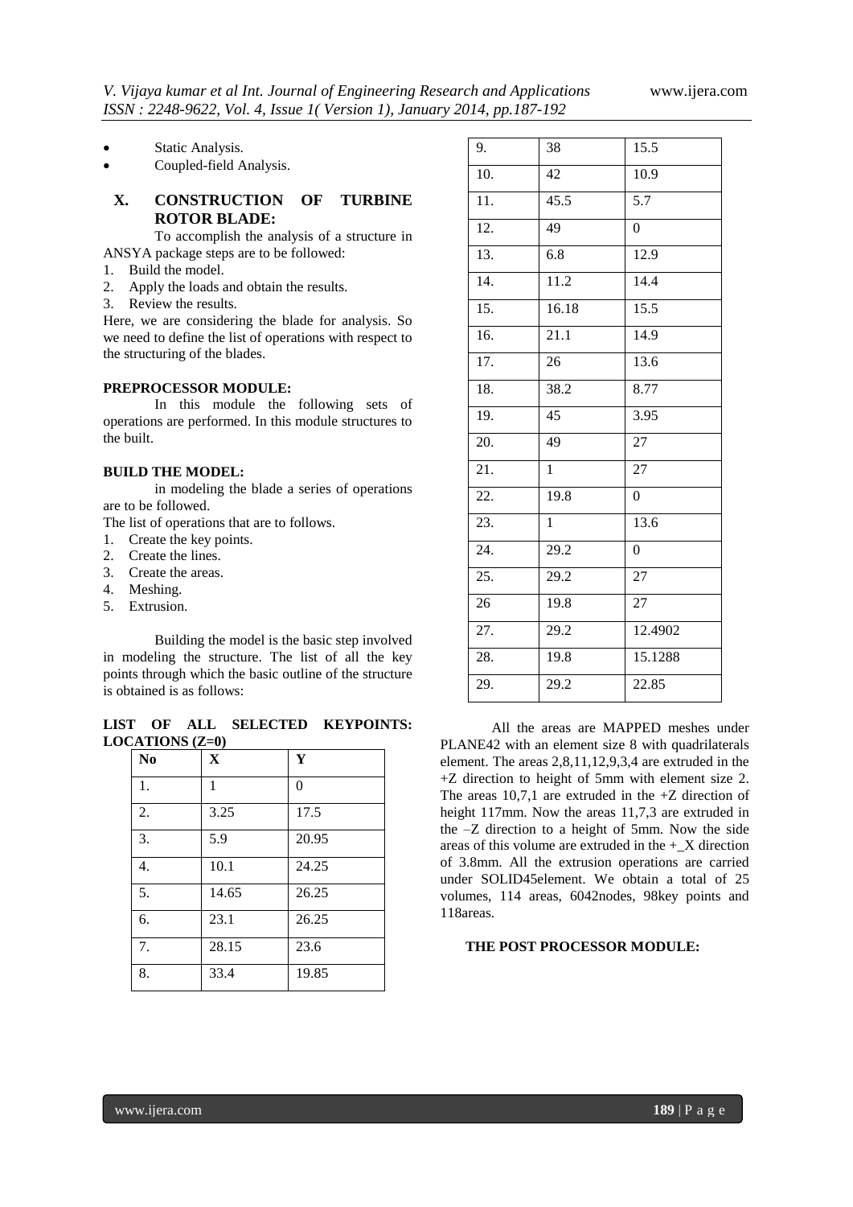- Static Analysis.
- Coupled-field Analysis.

## X. CONSTRUCTION OF TURBINE ROTOR BLADE:

To accomplish the analysis of a structure in ANSYA package steps are to be followed:

1. Build the model.
2. Apply the loads and obtain the results.
3. Review the results.

Here, we are considering the blade for analysis. So we need to define the list of operations with respect to the structuring of the blades.

**PREPROCESSOR MODULE:**

In this module the following sets of operations are performed. In this module structures to the built.

**BUILD THE MODEL:**

in modeling the blade a series of operations are to be followed.

The list of operations that are to follows.

1. Create the key points.
2. Create the lines.
3. Create the areas.
4. Meshing.
5. Extrusion.

Building the model is the basic step involved in modeling the structure. The list of all the key points through which the basic outline of the structure is obtained is as follows:

**LIST OF ALL SELECTED KEYPOINTS: LOCATIONS (Z=0)**

| No | X | Y |
|---|---|---|
| 1. | 1 | 0 |
| 2. | 3.25 | 17.5 |
| 3. | 5.9 | 20.95 |
| 4. | 10.1 | 24.25 |
| 5. | 14.65 | 26.25 |
| 6. | 23.1 | 26.25 |
| 7. | 28.15 | 23.6 |
| 8. | 33.4 | 19.85 |
| 9. | 38 | 15.5 |
| 10. | 42 | 10.9 |
| 11. | 45.5 | 5.7 |
| 12. | 49 | 0 |
| 13. | 6.8 | 12.9 |
| 14. | 11.2 | 14.4 |
| 15. | 16.18 | 15.5 |
| 16. | 21.1 | 14.9 |
| 17. | 26 | 13.6 |
| 18. | 38.2 | 8.77 |
| 19. | 45 | 3.95 |
| 20. | 49 | 27 |
| 21. | 1 | 27 |
| 22. | 19.8 | 0 |
| 23. | 1 | 13.6 |
| 24. | 29.2 | 0 |
| 25. | 29.2 | 27 |
| 26 | 19.8 | 27 |
| 27. | 29.2 | 12.4902 |
| 28. | 19.8 | 15.1288 |
| 29. | 29.2 | 22.85 |

All the areas are MAPPED meshes under PLANE42 with an element size 8 with quadrilaterals element. The areas 2,8,11,12,9,3,4 are extruded in the +Z direction to height of 5mm with element size 2. The areas 10,7,1 are extruded in the +Z direction of height 117mm. Now the areas 11,7,3 are extruded in the –Z direction to a height of 5mm. Now the side areas of this volume are extruded in the +_X direction of 3.8mm. All the extrusion operations are carried under SOLID45element. We obtain a total of 25 volumes, 114 areas, 6042nodes, 98key points and 118areas.

**THE POST PROCESSOR MODULE:**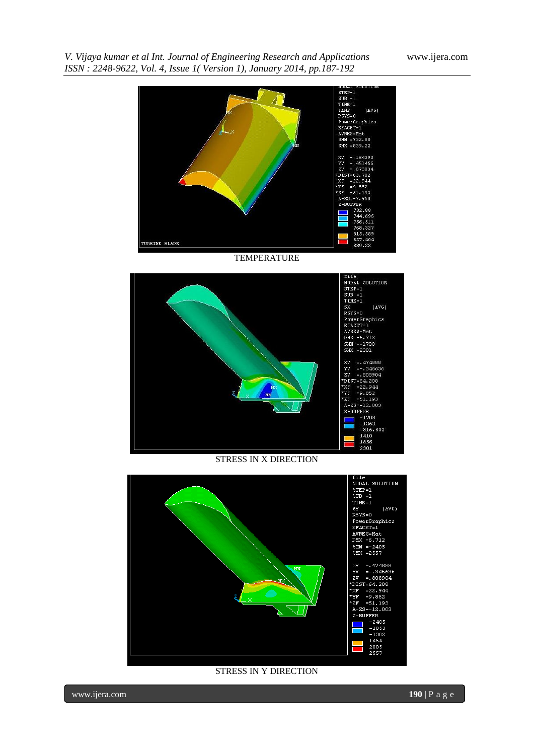TEMPERATURE

STRESS IN X DIRECTION

STRESS IN Y DIRECTION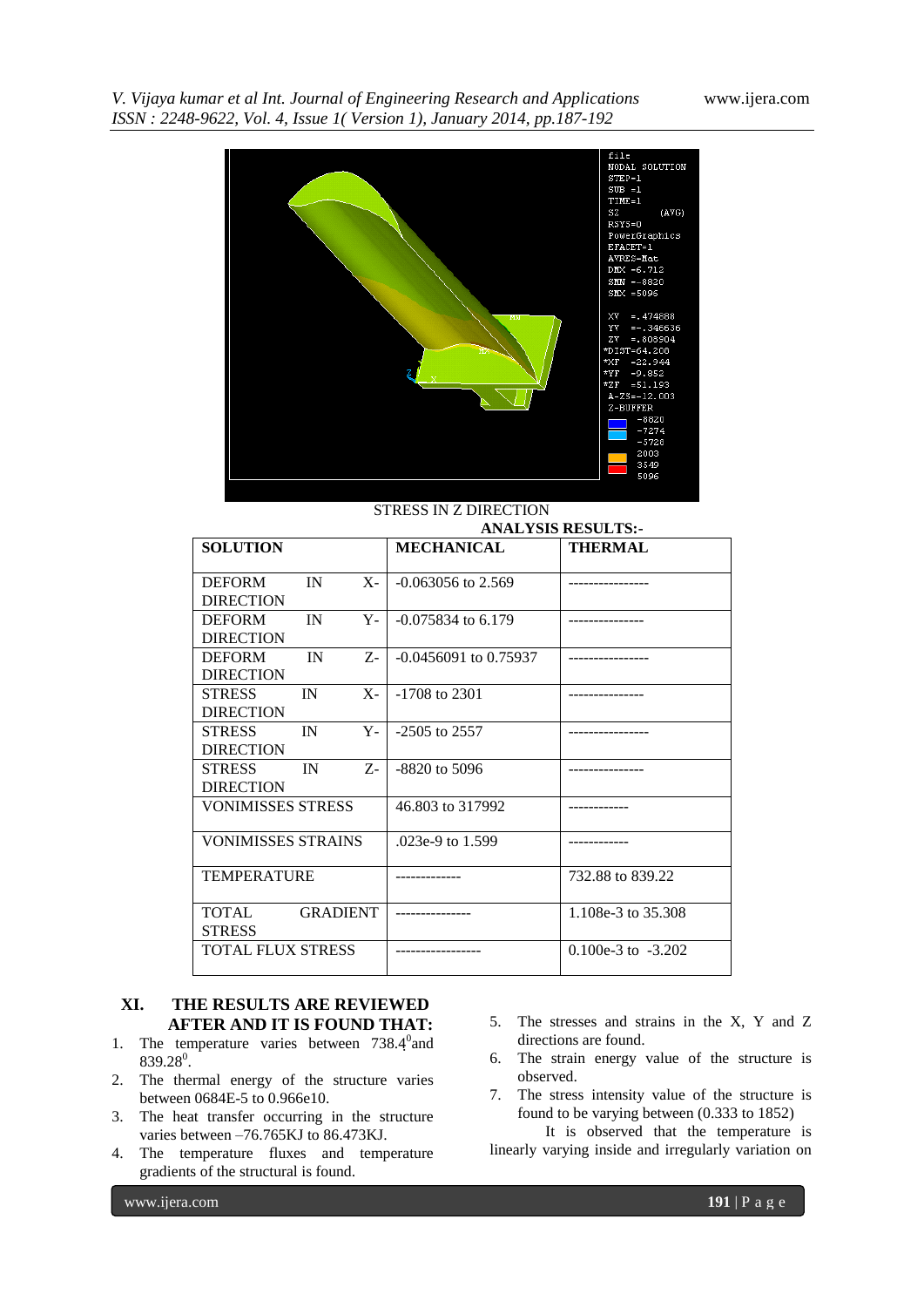STRESS IN Z DIRECTION

**ANALYSIS RESULTS:-**

| SOLUTION | MECHANICAL | THERMAL |
|---|---|---|
| DEFORM IN X-DIRECTION | -0.063056 to 2.569 | ---------------- |
| DEFORM IN Y-DIRECTION | -0.075834 to 6.179 | --------------- |
| DEFORM IN Z-DIRECTION | -0.0456091 to 0.75937 | ---------------- |
| STRESS IN X-DIRECTION | -1708 to 2301 | --------------- |
| STRESS IN Y-DIRECTION | -2505 to 2557 | ---------------- |
| STRESS IN Z-DIRECTION | -8820 to 5096 | --------------- |
| VONIMISSES STRESS | 46.803 to 317992 | ------------ |
| VONIMISSES STRAINS | .023e-9 to 1.599 | ------------ |
| TEMPERATURE | ------------- | 732.88 to 839.22 |
| TOTAL GRADIENT STRESS | --------------- | 1.108e-3 to 35.308 |
| TOTAL FLUX STRESS | ----------------- | 0.100e-3 to -3.202 |

## XI. THE RESULTS ARE REVIEWED AFTER AND IT IS FOUND THAT:

1. The temperature varies between $738.4^0$ and $839.28^0$.
2. The thermal energy of the structure varies between 0684E-5 to 0.966e10.
3. The heat transfer occurring in the structure varies between –76.765KJ to 86.473KJ.
4. The temperature fluxes and temperature gradients of the structural is found.
5. The stresses and strains in the X, Y and Z directions are found.
6. The strain energy value of the structure is observed.
7. The stress intensity value of the structure is found to be varying between (0.333 to 1852)

It is observed that the temperature is linearly varying inside and irregularly variation on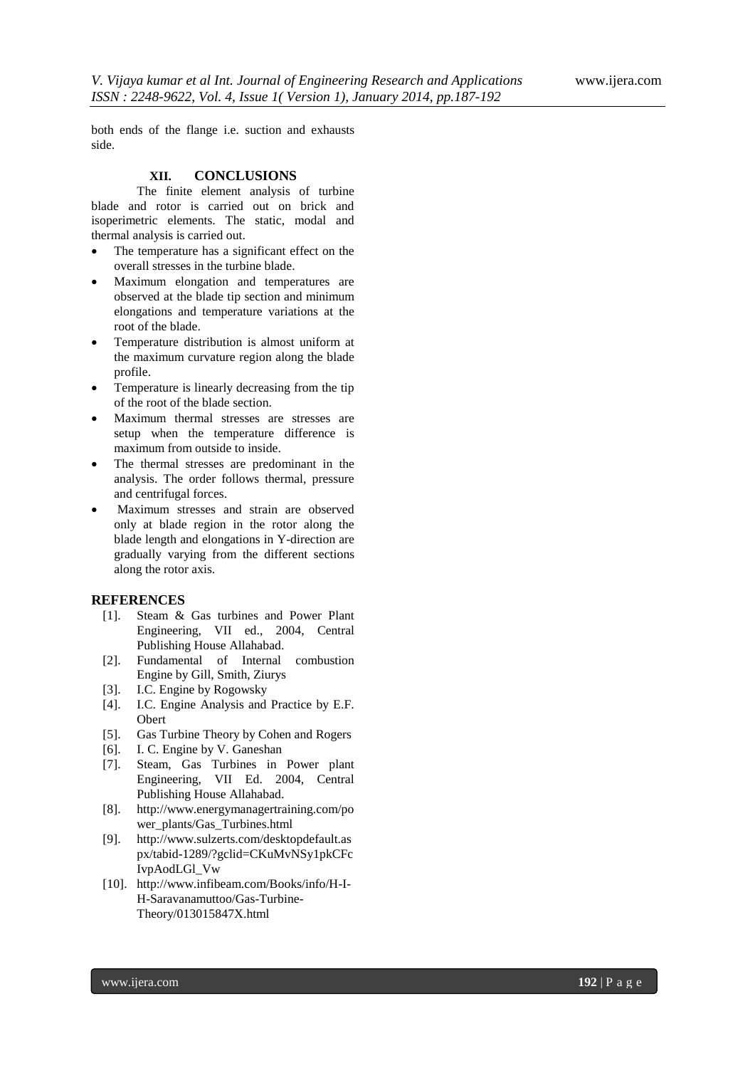both ends of the flange i.e. suction and exhausts side.

## XII. CONCLUSIONS

The finite element analysis of turbine blade and rotor is carried out on brick and isoperimetric elements. The static, modal and thermal analysis is carried out.

- The temperature has a significant effect on the overall stresses in the turbine blade.
- Maximum elongation and temperatures are observed at the blade tip section and minimum elongations and temperature variations at the root of the blade.
- Temperature distribution is almost uniform at the maximum curvature region along the blade profile.
- Temperature is linearly decreasing from the tip of the root of the blade section.
- Maximum thermal stresses are stresses are setup when the temperature difference is maximum from outside to inside.
- The thermal stresses are predominant in the analysis. The order follows thermal, pressure and centrifugal forces.
- Maximum stresses and strain are observed only at blade region in the rotor along the blade length and elongations in Y-direction are gradually varying from the different sections along the rotor axis.

## REFERENCES

[1]. Steam & Gas turbines and Power Plant Engineering, VII ed., 2004, Central Publishing House Allahabad.

[2]. Fundamental of Internal combustion Engine by Gill, Smith, Ziurys

[3]. I.C. Engine by Rogowsky

[4]. I.C. Engine Analysis and Practice by E.F. Obert

[5]. Gas Turbine Theory by Cohen and Rogers

[6]. I. C. Engine by V. Ganeshan

[7]. Steam, Gas Turbines in Power plant Engineering, VII Ed. 2004, Central Publishing House Allahabad.

[8]. http://www.energymanagertraining.com/power_plants/Gas_Turbines.html

[9]. http://www.sulzerts.com/desktopdefault.aspx/tabid-1289/?gclid=CKuMvNSy1pkCFcIvpAodLGl_Vw

[10]. http://www.infibeam.com/Books/info/H-I-H-Saravanamuttoo/Gas-Turbine-Theory/013015847X.html